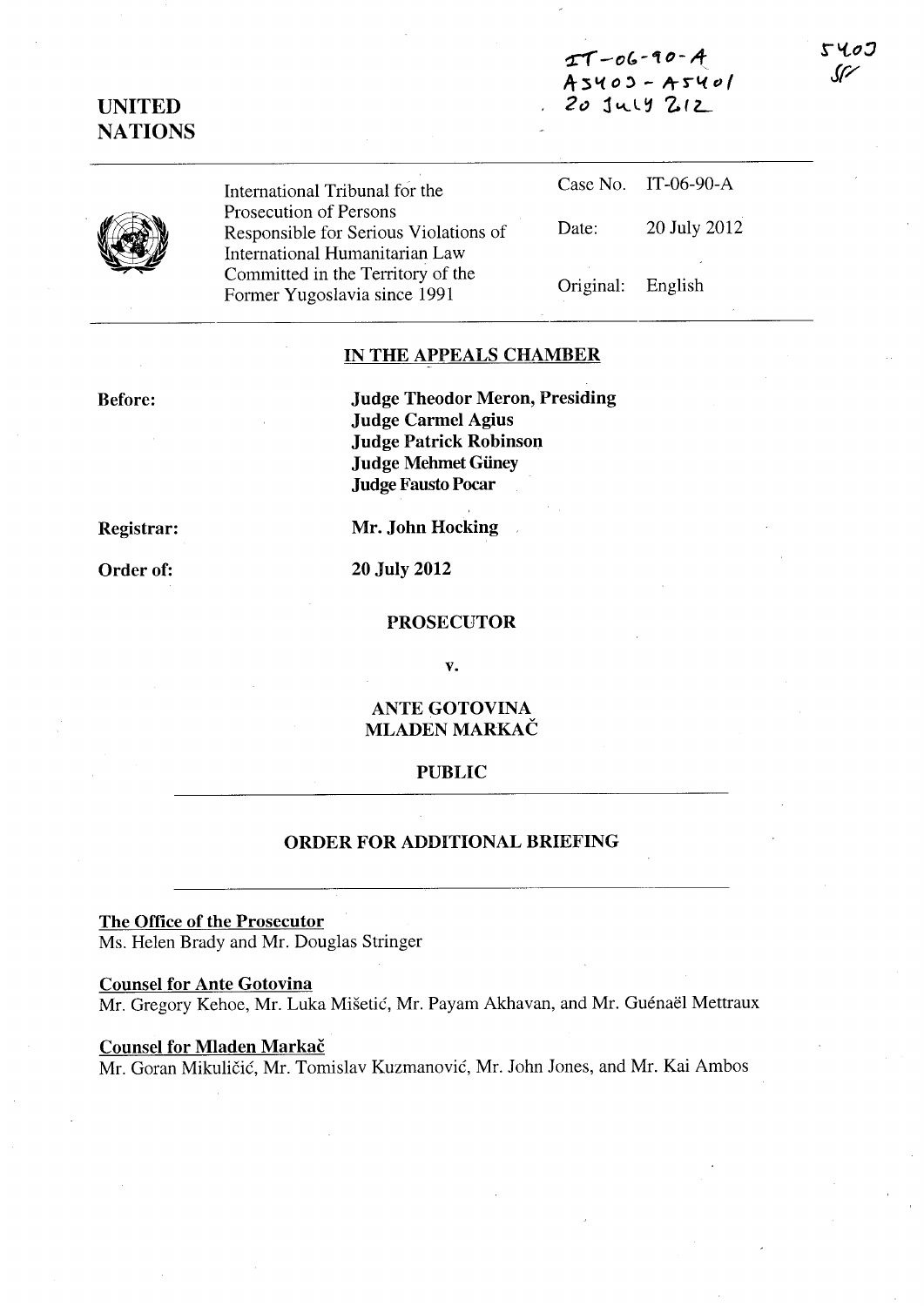IT-06-90-A
A5403 - A5401
20 July 2012

5403
SF

**UNITED NATIONS**

| | | |
|---|---|---|
| International Tribunal for the Prosecution of Persons Responsible for Serious Violations of International Humanitarian Law Committed in the Territory of the Former Yugoslavia since 1991 | Case No. | IT-06-90-A |
| | Date: | 20 July 2012 |
| | Original: | English |

## IN THE APPEALS CHAMBER

**Before:**

**Judge Theodor Meron, Presiding**
**Judge Carmel Agius**
**Judge Patrick Robinson**
**Judge Mehmet Güney**
**Judge Fausto Pocar**

**Registrar:** **Mr. John Hocking**

**Order of:** **20 July 2012**

**PROSECUTOR**

**v.**

**ANTE GOTOVINA**
**MLADEN MARKAČ**

**PUBLIC**

## ORDER FOR ADDITIONAL BRIEFING

**The Office of the Prosecutor**
Ms. Helen Brady and Mr. Douglas Stringer

**Counsel for Ante Gotovina**
Mr. Gregory Kehoe, Mr. Luka Mišetić, Mr. Payam Akhavan, and Mr. Guénaël Mettraux

**Counsel for Mladen Markač**
Mr. Goran Mikuličić, Mr. Tomislav Kuzmanović, Mr. John Jones, and Mr. Kai Ambos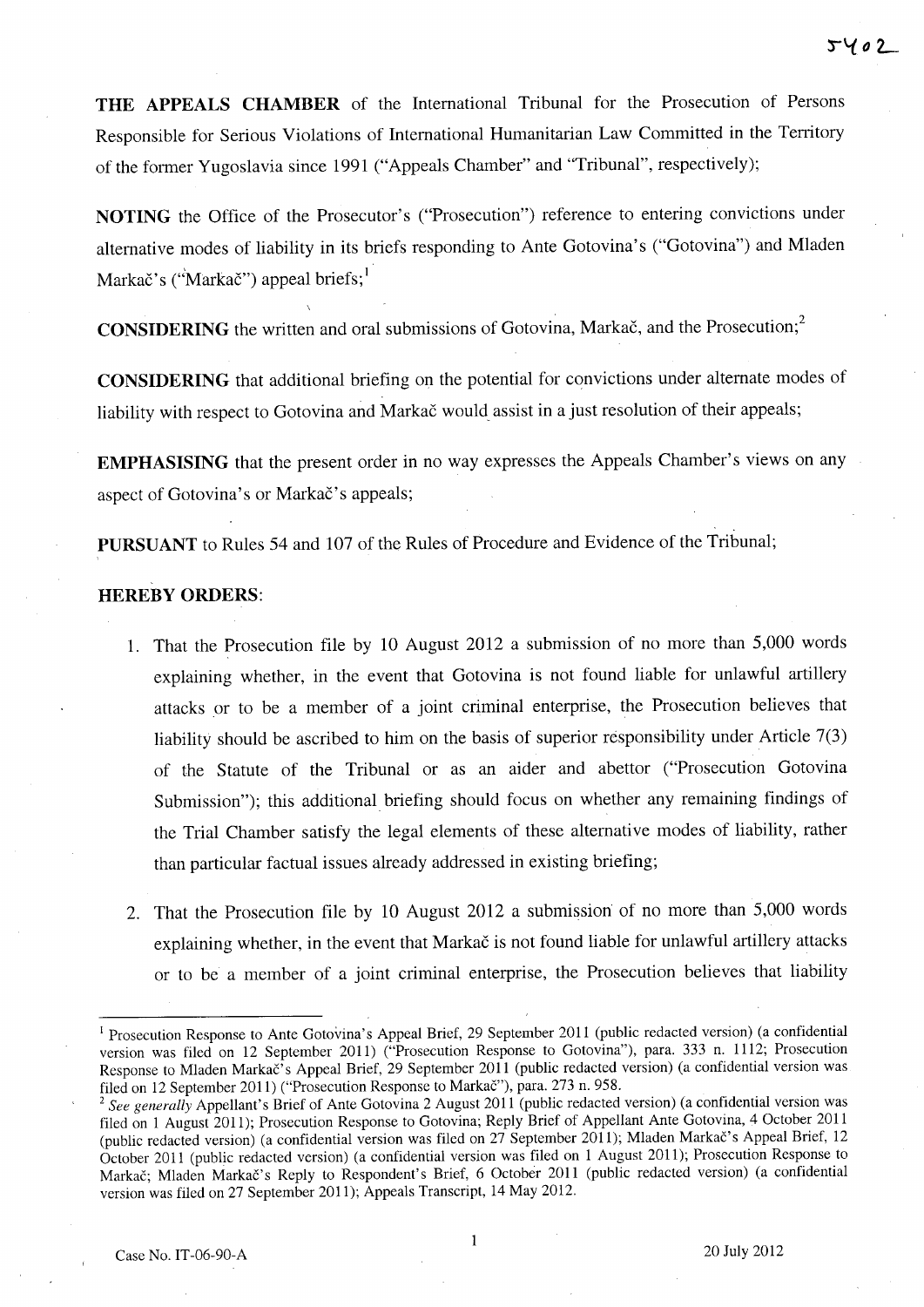**THE APPEALS CHAMBER** of the International Tribunal for the Prosecution of Persons Responsible for Serious Violations of International Humanitarian Law Committed in the Territory of the former Yugoslavia since 1991 ("Appeals Chamber" and "Tribunal", respectively);

**NOTING** the Office of the Prosecutor's ("Prosecution") reference to entering convictions under alternative modes of liability in its briefs responding to Ante Gotovina's ("Gotovina") and Mladen Markač's ("Markač") appeal briefs;[1]

**CONSIDERING** the written and oral submissions of Gotovina, Markač, and the Prosecution;[2]

**CONSIDERING** that additional briefing on the potential for convictions under alternate modes of liability with respect to Gotovina and Markač would assist in a just resolution of their appeals;

**EMPHASISING** that the present order in no way expresses the Appeals Chamber's views on any aspect of Gotovina's or Markač's appeals;

**PURSUANT** to Rules 54 and 107 of the Rules of Procedure and Evidence of the Tribunal;

**HEREBY ORDERS**:

1. That the Prosecution file by 10 August 2012 a submission of no more than 5,000 words explaining whether, in the event that Gotovina is not found liable for unlawful artillery attacks or to be a member of a joint criminal enterprise, the Prosecution believes that liability should be ascribed to him on the basis of superior responsibility under Article 7(3) of the Statute of the Tribunal or as an aider and abettor ("Prosecution Gotovina Submission"); this additional briefing should focus on whether any remaining findings of the Trial Chamber satisfy the legal elements of these alternative modes of liability, rather than particular factual issues already addressed in existing briefing;

2. That the Prosecution file by 10 August 2012 a submission of no more than 5,000 words explaining whether, in the event that Markač is not found liable for unlawful artillery attacks or to be a member of a joint criminal enterprise, the Prosecution believes that liability

---

[1] Prosecution Response to Ante Gotovina's Appeal Brief, 29 September 2011 (public redacted version) (a confidential version was filed on 12 September 2011) ("Prosecution Response to Gotovina"), para. 333 n. 1112; Prosecution Response to Mladen Markač's Appeal Brief, 29 September 2011 (public redacted version) (a confidential version was filed on 12 September 2011) ("Prosecution Response to Markač"), para. 273 n. 958.

[2] *See generally* Appellant's Brief of Ante Gotovina 2 August 2011 (public redacted version) (a confidential version was filed on 1 August 2011); Prosecution Response to Gotovina; Reply Brief of Appellant Ante Gotovina, 4 October 2011 (public redacted version) (a confidential version was filed on 27 September 2011); Mladen Markač's Appeal Brief, 12 October 2011 (public redacted version) (a confidential version was filed on 1 August 2011); Prosecution Response to Markač; Mladen Markač's Reply to Respondent's Brief, 6 October 2011 (public redacted version) (a confidential version was filed on 27 September 2011); Appeals Transcript, 14 May 2012.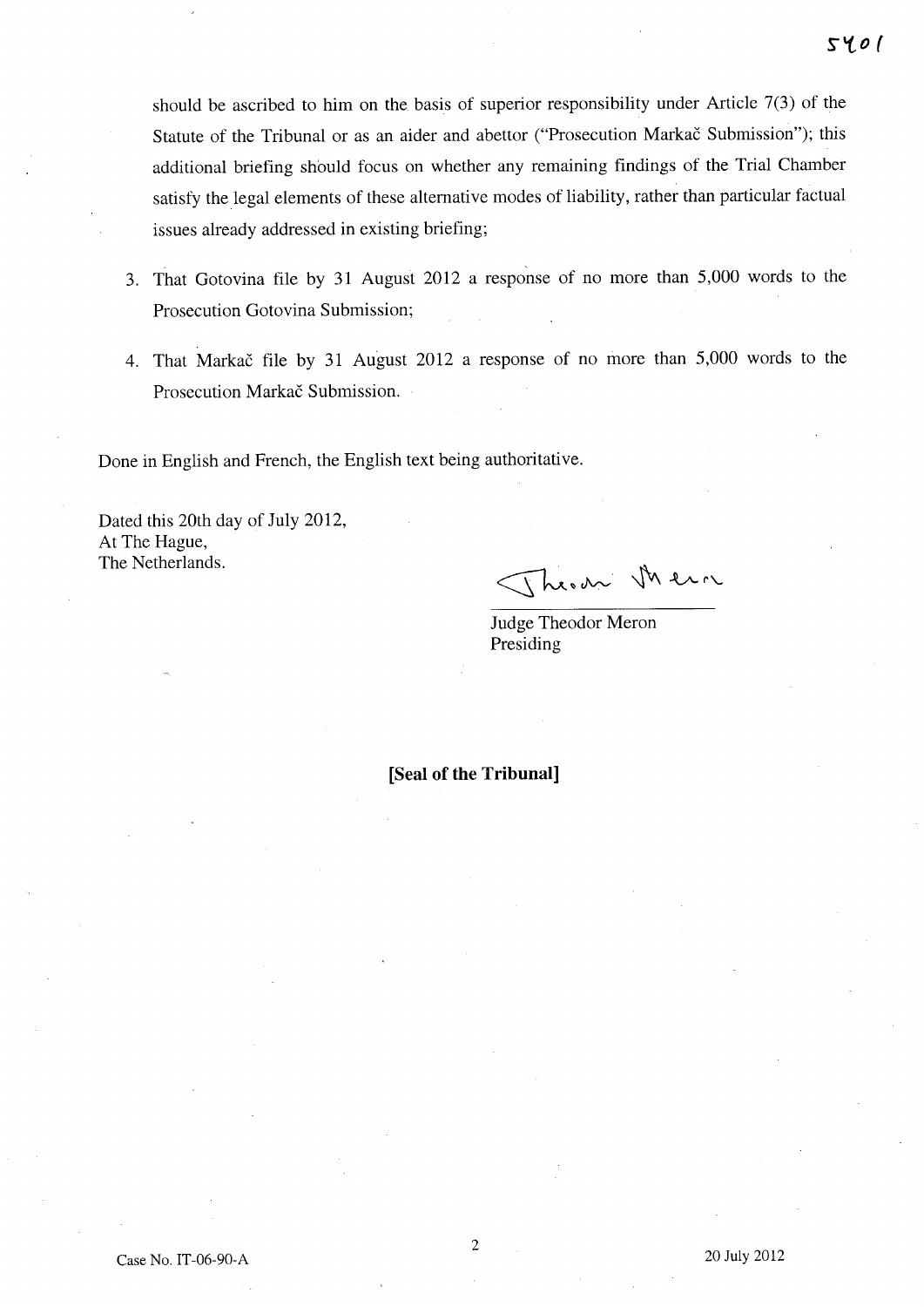should be ascribed to him on the basis of superior responsibility under Article 7(3) of the Statute of the Tribunal or as an aider and abettor ("Prosecution Markač Submission"); this additional briefing should focus on whether any remaining findings of the Trial Chamber satisfy the legal elements of these alternative modes of liability, rather than particular factual issues already addressed in existing briefing;

3. That Gotovina file by 31 August 2012 a response of no more than 5,000 words to the Prosecution Gotovina Submission;

4. That Markač file by 31 August 2012 a response of no more than 5,000 words to the Prosecution Markač Submission.

Done in English and French, the English text being authoritative.

Dated this 20th day of July 2012,
At The Hague,
The Netherlands.

Judge Theodor Meron
Presiding

**[Seal of the Tribunal]**